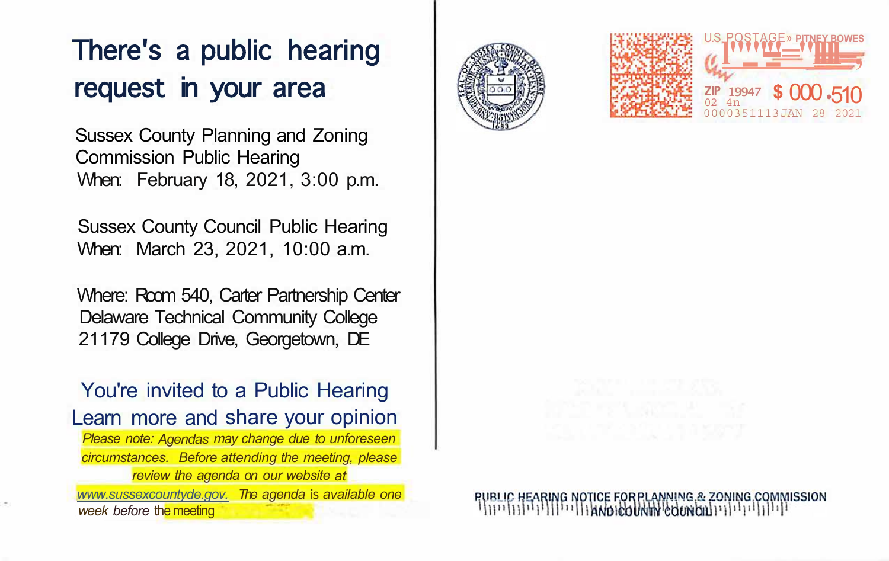# There's a public hearing request in your area

Sussex County Planning and Zoning Commission Public Hearing
When: February 18, 2021, 3:00 p.m.

Sussex County Council Public Hearing
When: March 23, 2021, 10:00 a.m.

Where: Room 540, Carter Partnership Center
Delaware Technical Community College
21179 College Drive, Georgetown, DE

## You're invited to a Public Hearing
## Learn more and share your opinion

*Please note: Agendas may change due to unforeseen circumstances. Before attending the meeting, please review the agenda on our website at www.sussexcountyde.gov. The agenda is available one week before the meeting*

US POSTAGE » PITNEY BOWES
ZIP 19947 $ 000.510
02 4n
0000351113JAN 28 2021

PUBLIC HEARING NOTICE FOR PLANNING & ZONING COMMISSION AND COUNTY COUNCIL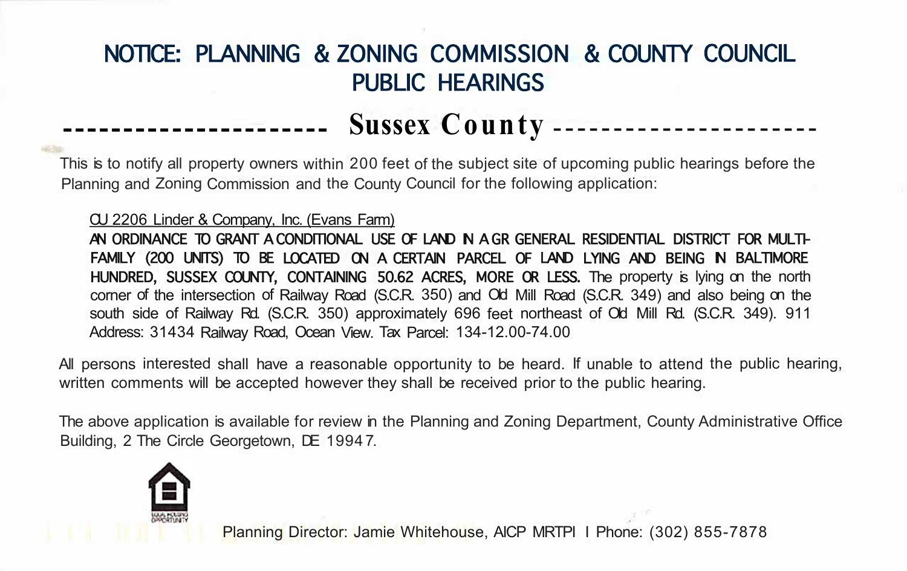# NOTICE: PLANNING & ZONING COMMISSION & COUNTY COUNCIL PUBLIC HEARINGS

## ---------------------- Sussex County ----------------------

This is to notify all property owners within 200 feet of the subject site of upcoming public hearings before the Planning and Zoning Commission and the County Council for the following application:

CU 2206 Linder & Company, Inc. (Evans Farm)

**AN ORDINANCE TO GRANT A CONDITIONAL USE OF LAND IN A GR GENERAL RESIDENTIAL DISTRICT FOR MULTI-FAMILY (200 UNITS) TO BE LOCATED ON A CERTAIN PARCEL OF LAND LYING AND BEING IN BALTIMORE HUNDRED, SUSSEX COUNTY, CONTAINING 50.62 ACRES, MORE OR LESS.** The property is lying on the north corner of the intersection of Railway Road (S.C.R. 350) and Old Mill Road (S.C.R. 349) and also being on the south side of Railway Rd. (S.C.R. 350) approximately 696 feet northeast of Old Mill Rd. (S.C.R. 349). 911 Address: 31434 Railway Road, Ocean View. Tax Parcel: 134-12.00-74.00

All persons interested shall have a reasonable opportunity to be heard. If unable to attend the public hearing, written comments will be accepted however they shall be received prior to the public hearing.

The above application is available for review in the Planning and Zoning Department, County Administrative Office Building, 2 The Circle Georgetown, DE 19947.

EQUAL HOUSING OPPORTUNITY

Planning Director: Jamie Whitehouse, AICP MRTPI I Phone: (302) 855-7878